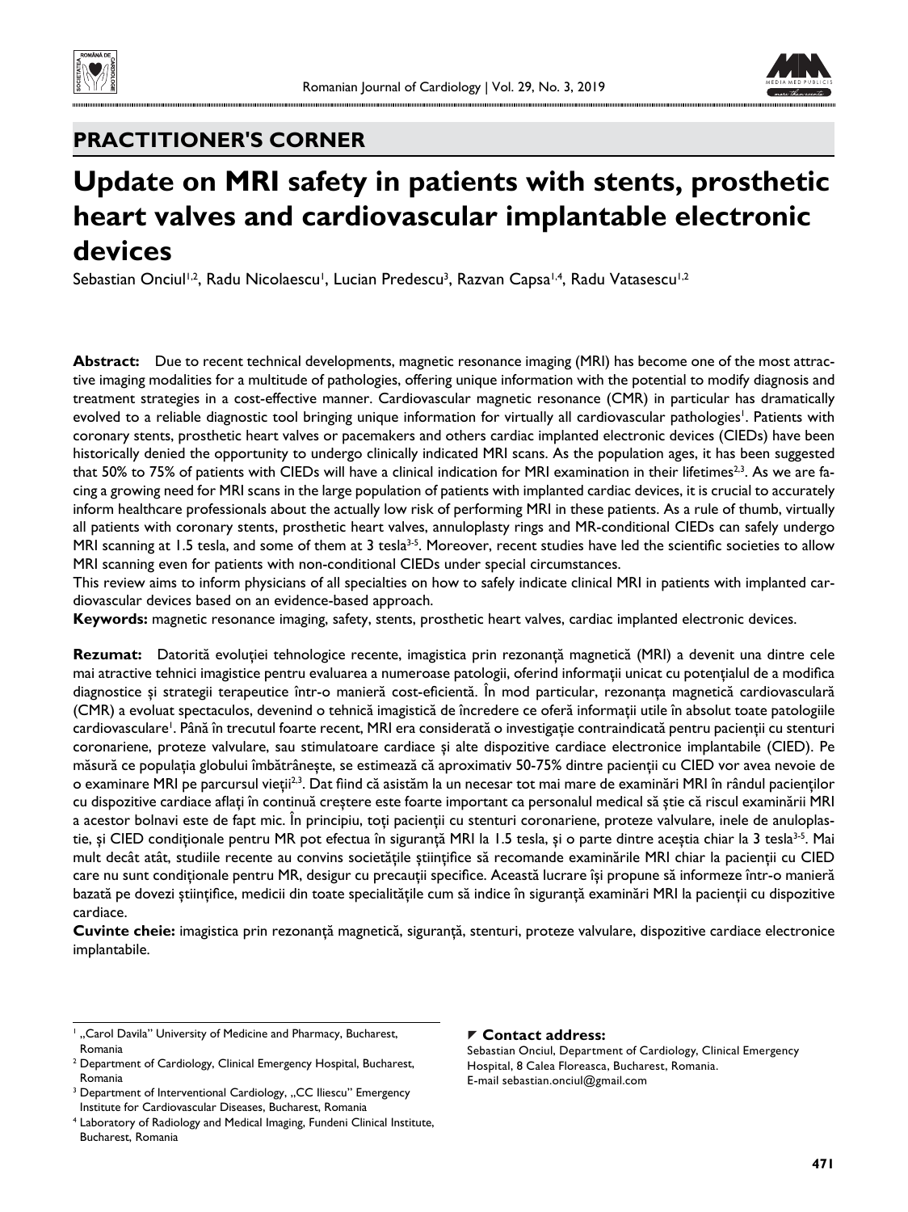## PRACTITIONER'S CORNER

# Update on MRI safety in patients with stents, prosthetic heart valves and cardiovascular implantable electronic devices

Sebastian Onciul[1,2], Radu Nicolaescu[1], Lucian Predescu[3], Razvan Capsa[1,4], Radu Vatasescu[1,2]

**Abstract:** Due to recent technical developments, magnetic resonance imaging (MRI) has become one of the most attractive imaging modalities for a multitude of pathologies, offering unique information with the potential to modify diagnosis and treatment strategies in a cost-effective manner. Cardiovascular magnetic resonance (CMR) in particular has dramatically evolved to a reliable diagnostic tool bringing unique information for virtually all cardiovascular pathologies[1]. Patients with coronary stents, prosthetic heart valves or pacemakers and others cardiac implanted electronic devices (CIEDs) have been historically denied the opportunity to undergo clinically indicated MRI scans. As the population ages, it has been suggested that 50% to 75% of patients with CIEDs will have a clinical indication for MRI examination in their lifetimes[2,3]. As we are facing a growing need for MRI scans in the large population of patients with implanted cardiac devices, it is crucial to accurately inform healthcare professionals about the actually low risk of performing MRI in these patients. As a rule of thumb, virtually all patients with coronary stents, prosthetic heart valves, annuloplasty rings and MR-conditional CIEDs can safely undergo MRI scanning at 1.5 tesla, and some of them at 3 tesla[3-5]. Moreover, recent studies have led the scientific societies to allow MRI scanning even for patients with non-conditional CIEDs under special circumstances.

This review aims to inform physicians of all specialties on how to safely indicate clinical MRI in patients with implanted cardiovascular devices based on an evidence-based approach.

**Keywords:** magnetic resonance imaging, safety, stents, prosthetic heart valves, cardiac implanted electronic devices.

**Rezumat:** Datorită evoluției tehnologice recente, imagistica prin rezonanță magnetică (MRI) a devenit una dintre cele mai atractive tehnici imagistice pentru evaluarea a numeroase patologii, oferind informații unicat cu potențialul de a modifica diagnostice și strategii terapeutice într-o manieră cost-eficientă. În mod particular, rezonanța magnetică cardiovasculară (CMR) a evoluat spectaculos, devenind o tehnică imagistică de încredere ce oferă informații utile în absolut toate patologiile cardiovasculare[1]. Până în trecutul foarte recent, MRI era considerată o investigație contraindicată pentru pacienții cu stenturi coronariene, proteze valvulare, sau stimulatoare cardiace și alte dispozitive cardiace electronice implantabile (CIED). Pe măsură ce populația globului îmbătrânește, se estimează că aproximativ 50-75% dintre pacienții cu CIED vor avea nevoie de o examinare MRI pe parcursul vieții[2,3]. Dat fiind că asistăm la un necesar tot mai mare de examinări MRI în rândul pacienților cu dispozitive cardiace aflați în continuă creștere este foarte important ca personalul medical să știe că riscul examinării MRI a acestor bolnavi este de fapt mic. În principiu, toți pacienții cu stenturi coronariene, proteze valvulare, inele de anuloplastie, și CIED condiționale pentru MR pot efectua în siguranță MRI la 1.5 tesla, și o parte dintre aceștia chiar la 3 tesla[3-5]. Mai mult decât atât, studiile recente au convins societățile științifice să recomande examinările MRI chiar la pacienții cu CIED care nu sunt condiționale pentru MR, desigur cu precauții specifice. Această lucrare își propune să informeze într-o manieră bazată pe dovezi științifice, medicii din toate specialitățile cum să indice în siguranță examinări MRI la pacienții cu dispozitive cardiace.

**Cuvinte cheie:** imagistica prin rezonanță magnetică, siguranță, stenturi, proteze valvulare, dispozitive cardiace electronice implantabile.

[1] „Carol Davila" University of Medicine and Pharmacy, Bucharest, Romania
[2] Department of Cardiology, Clinical Emergency Hospital, Bucharest, Romania
[3] Department of Interventional Cardiology, „CC Iliescu" Emergency Institute for Cardiovascular Diseases, Bucharest, Romania
[4] Laboratory of Radiology and Medical Imaging, Fundeni Clinical Institute, Bucharest, Romania

**Contact address:**
Sebastian Onciul, Department of Cardiology, Clinical Emergency Hospital, 8 Calea Floreasca, Bucharest, Romania.
E-mail sebastian.onciul@gmail.com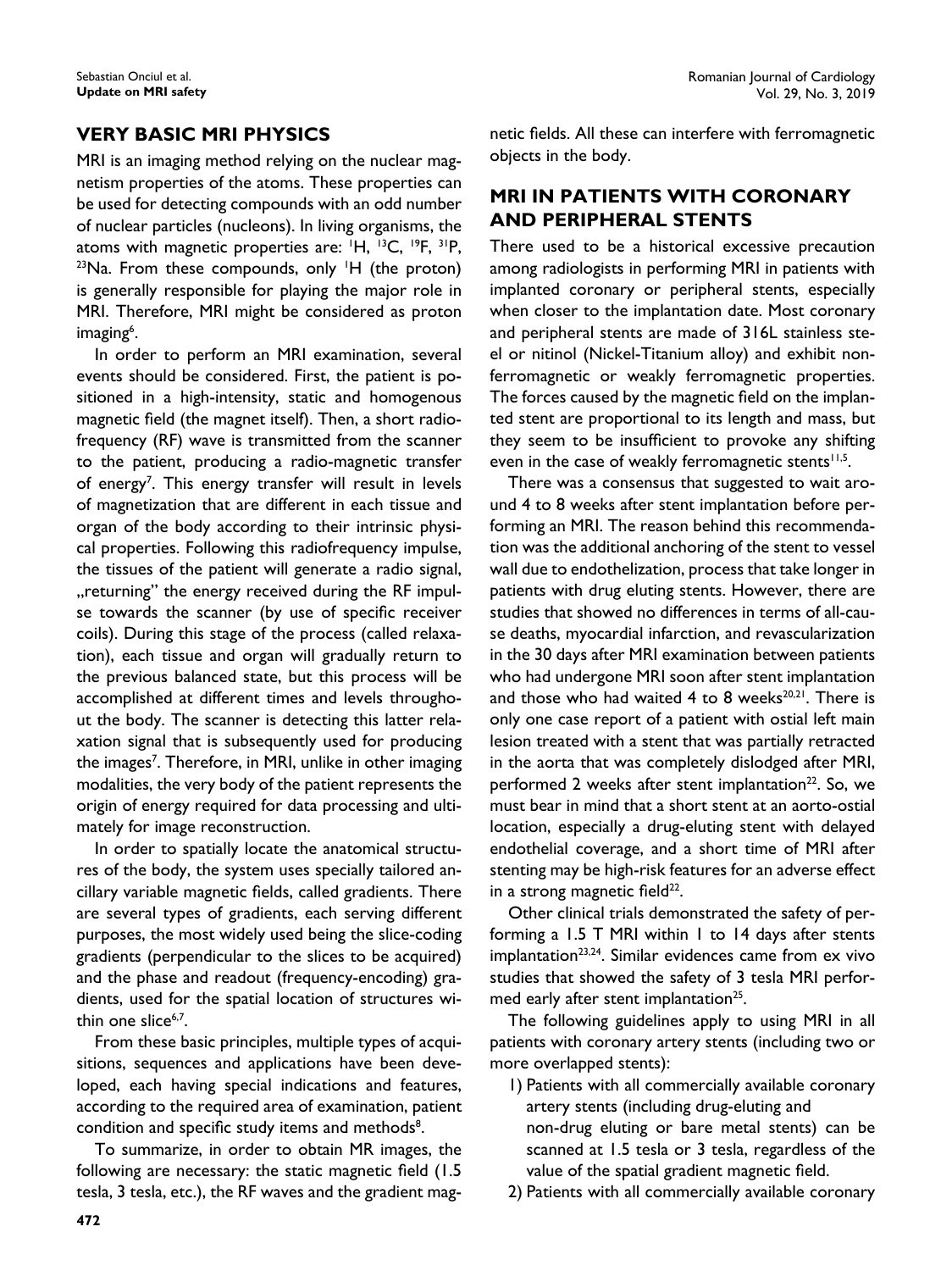## VERY BASIC MRI PHYSICS

MRI is an imaging method relying on the nuclear magnetism properties of the atoms. These properties can be used for detecting compounds with an odd number of nuclear particles (nucleons). In living organisms, the atoms with magnetic properties are: $^{1}H$, $^{13}C$, $^{19}F$, $^{31}P$, $^{23}Na$. From these compounds, only $^{1}H$ (the proton) is generally responsible for playing the major role in MRI. Therefore, MRI might be considered as proton imaging[6].

In order to perform an MRI examination, several events should be considered. First, the patient is positioned in a high-intensity, static and homogenous magnetic field (the magnet itself). Then, a short radiofrequency (RF) wave is transmitted from the scanner to the patient, producing a radio-magnetic transfer of energy[7]. This energy transfer will result in levels of magnetization that are different in each tissue and organ of the body according to their intrinsic physical properties. Following this radiofrequency impulse, the tissues of the patient will generate a radio signal, „returning" the energy received during the RF impulse towards the scanner (by use of specific receiver coils). During this stage of the process (called relaxation), each tissue and organ will gradually return to the previous balanced state, but this process will be accomplished at different times and levels throughout the body. The scanner is detecting this latter relaxation signal that is subsequently used for producing the images[7]. Therefore, in MRI, unlike in other imaging modalities, the very body of the patient represents the origin of energy required for data processing and ultimately for image reconstruction.

In order to spatially locate the anatomical structures of the body, the system uses specially tailored ancillary variable magnetic fields, called gradients. There are several types of gradients, each serving different purposes, the most widely used being the slice-coding gradients (perpendicular to the slices to be acquired) and the phase and readout (frequency-encoding) gradients, used for the spatial location of structures within one slice[6,7].

From these basic principles, multiple types of acquisitions, sequences and applications have been developed, each having special indications and features, according to the required area of examination, patient condition and specific study items and methods[8].

To summarize, in order to obtain MR images, the following are necessary: the static magnetic field (1.5 tesla, 3 tesla, etc.), the RF waves and the gradient magnetic fields. All these can interfere with ferromagnetic objects in the body.

## MRI IN PATIENTS WITH CORONARY AND PERIPHERAL STENTS

There used to be a historical excessive precaution among radiologists in performing MRI in patients with implanted coronary or peripheral stents, especially when closer to the implantation date. Most coronary and peripheral stents are made of 316L stainless steel or nitinol (Nickel-Titanium alloy) and exhibit non-ferromagnetic or weakly ferromagnetic properties. The forces caused by the magnetic field on the implanted stent are proportional to its length and mass, but they seem to be insufficient to provoke any shifting even in the case of weakly ferromagnetic stents[11,5].

There was a consensus that suggested to wait around 4 to 8 weeks after stent implantation before performing an MRI. The reason behind this recommendation was the additional anchoring of the stent to vessel wall due to endothelization, process that take longer in patients with drug eluting stents. However, there are studies that showed no differences in terms of all-cause deaths, myocardial infarction, and revascularization in the 30 days after MRI examination between patients who had undergone MRI soon after stent implantation and those who had waited 4 to 8 weeks[20,21]. There is only one case report of a patient with ostial left main lesion treated with a stent that was partially retracted in the aorta that was completely dislodged after MRI, performed 2 weeks after stent implantation[22]. So, we must bear in mind that a short stent at an aorto-ostial location, especially a drug-eluting stent with delayed endothelial coverage, and a short time of MRI after stenting may be high-risk features for an adverse effect in a strong magnetic field[22].

Other clinical trials demonstrated the safety of performing a 1.5 T MRI within 1 to 14 days after stents implantation[23,24]. Similar evidences came from ex vivo studies that showed the safety of 3 tesla MRI performed early after stent implantation[25].

The following guidelines apply to using MRI in all patients with coronary artery stents (including two or more overlapped stents):

1) Patients with all commercially available coronary artery stents (including drug-eluting and non-drug eluting or bare metal stents) can be scanned at 1.5 tesla or 3 tesla, regardless of the value of the spatial gradient magnetic field.
2) Patients with all commercially available coronary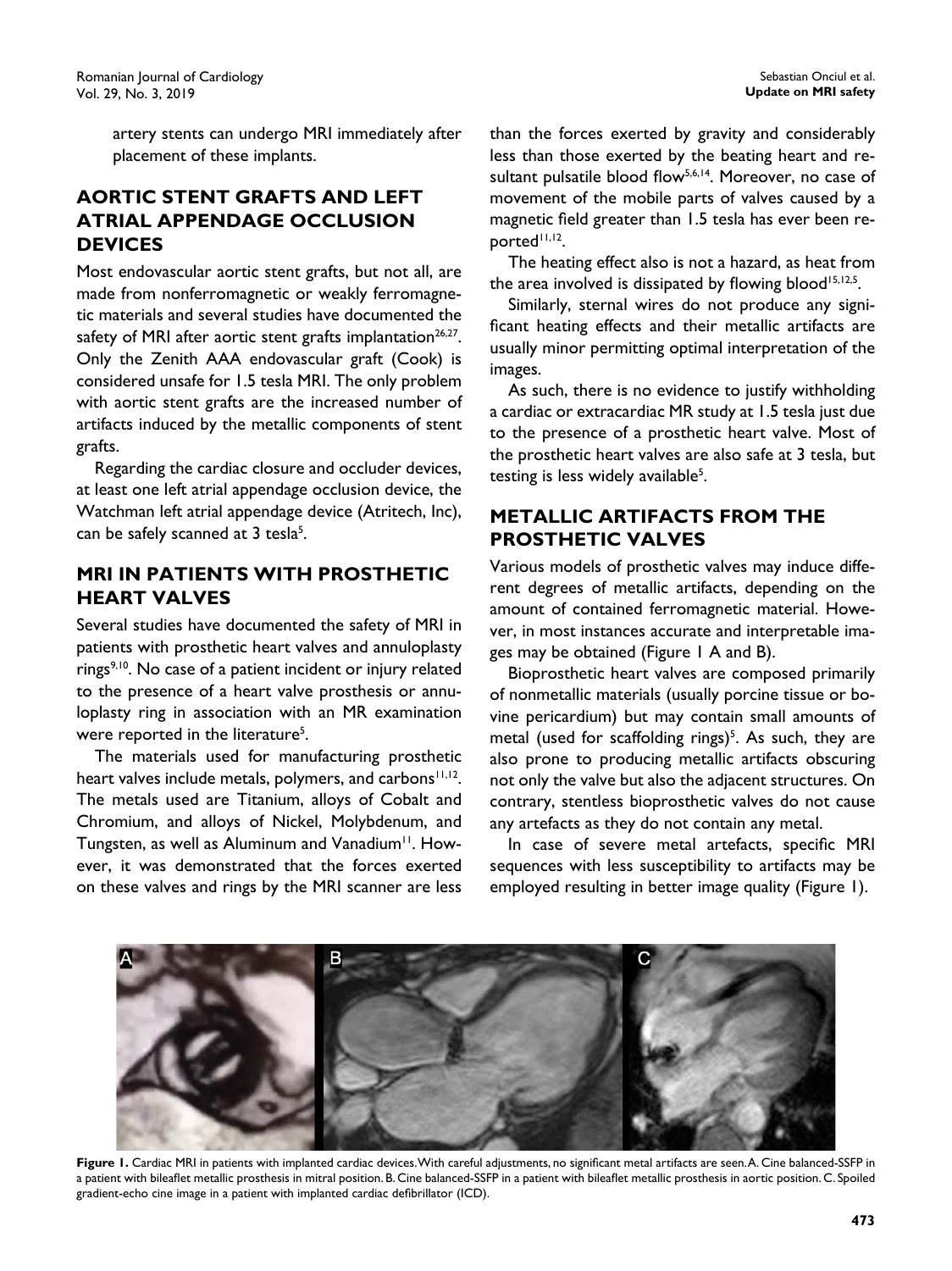artery stents can undergo MRI immediately after placement of these implants.

## AORTIC STENT GRAFTS AND LEFT ATRIAL APPENDAGE OCCLUSION DEVICES

Most endovascular aortic stent grafts, but not all, are made from nonferromagnetic or weakly ferromagnetic materials and several studies have documented the safety of MRI after aortic stent grafts implantation[26,27]. Only the Zenith AAA endovascular graft (Cook) is considered unsafe for 1.5 tesla MRI. The only problem with aortic stent grafts are the increased number of artifacts induced by the metallic components of stent grafts.

Regarding the cardiac closure and occluder devices, at least one left atrial appendage occlusion device, the Watchman left atrial appendage device (Atritech, Inc), can be safely scanned at 3 tesla[5].

## MRI IN PATIENTS WITH PROSTHETIC HEART VALVES

Several studies have documented the safety of MRI in patients with prosthetic heart valves and annuloplasty rings[9,10]. No case of a patient incident or injury related to the presence of a heart valve prosthesis or annuloplasty ring in association with an MR examination were reported in the literature[5].

The materials used for manufacturing prosthetic heart valves include metals, polymers, and carbons[11,12]. The metals used are Titanium, alloys of Cobalt and Chromium, and alloys of Nickel, Molybdenum, and Tungsten, as well as Aluminum and Vanadium[11]. However, it was demonstrated that the forces exerted on these valves and rings by the MRI scanner are less than the forces exerted by gravity and considerably less than those exerted by the beating heart and resultant pulsatile blood flow[5,6,14]. Moreover, no case of movement of the mobile parts of valves caused by a magnetic field greater than 1.5 tesla has ever been reported[11,12].

The heating effect also is not a hazard, as heat from the area involved is dissipated by flowing blood[15,12,5].

Similarly, sternal wires do not produce any significant heating effects and their metallic artifacts are usually minor permitting optimal interpretation of the images.

As such, there is no evidence to justify withholding a cardiac or extracardiac MR study at 1.5 tesla just due to the presence of a prosthetic heart valve. Most of the prosthetic heart valves are also safe at 3 tesla, but testing is less widely available[5].

## METALLIC ARTIFACTS FROM THE PROSTHETIC VALVES

Various models of prosthetic valves may induce different degrees of metallic artifacts, depending on the amount of contained ferromagnetic material. However, in most instances accurate and interpretable images may be obtained (Figure 1 A and B).

Bioprosthetic heart valves are composed primarily of nonmetallic materials (usually porcine tissue or bovine pericardium) but may contain small amounts of metal (used for scaffolding rings)[5]. As such, they are also prone to producing metallic artifacts obscuring not only the valve but also the adjacent structures. On contrary, stentless bioprosthetic valves do not cause any artefacts as they do not contain any metal.

In case of severe metal artefacts, specific MRI sequences with less susceptibility to artifacts may be employed resulting in better image quality (Figure 1).

**Figure 1.** Cardiac MRI in patients with implanted cardiac devices. With careful adjustments, no significant metal artifacts are seen. A. Cine balanced-SSFP in a patient with bileaflet metallic prosthesis in mitral position. B. Cine balanced-SSFP in a patient with bileaflet metallic prosthesis in aortic position. C. Spoiled gradient-echo cine image in a patient with implanted cardiac defibrillator (ICD).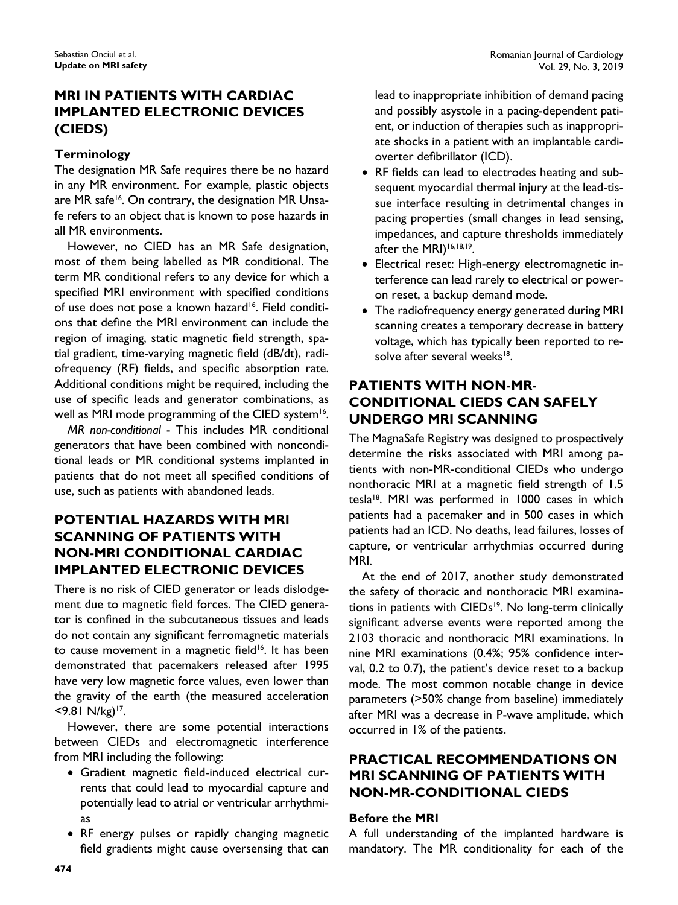## MRI IN PATIENTS WITH CARDIAC IMPLANTED ELECTRONIC DEVICES (CIEDS)

### Terminology

The designation MR Safe requires there be no hazard in any MR environment. For example, plastic objects are MR safe[16]. On contrary, the designation MR Unsafe refers to an object that is known to pose hazards in all MR environments.

However, no CIED has an MR Safe designation, most of them being labelled as MR conditional. The term MR conditional refers to any device for which a specified MRI environment with specified conditions of use does not pose a known hazard[16]. Field conditions that define the MRI environment can include the region of imaging, static magnetic field strength, spatial gradient, time-varying magnetic field (dB/dt), radiofrequency (RF) fields, and specific absorption rate. Additional conditions might be required, including the use of specific leads and generator combinations, as well as MRI mode programming of the CIED system[16].

*MR non-conditional* - This includes MR conditional generators that have been combined with nonconditional leads or MR conditional systems implanted in patients that do not meet all specified conditions of use, such as patients with abandoned leads.

## POTENTIAL HAZARDS WITH MRI SCANNING OF PATIENTS WITH NON-MRI CONDITIONAL CARDIAC IMPLANTED ELECTRONIC DEVICES

There is no risk of CIED generator or leads dislodgement due to magnetic field forces. The CIED generator is confined in the subcutaneous tissues and leads do not contain any significant ferromagnetic materials to cause movement in a magnetic field[16]. It has been demonstrated that pacemakers released after 1995 have very low magnetic force values, even lower than the gravity of the earth (the measured acceleration <9.81 N/kg)[17].

However, there are some potential interactions between CIEDs and electromagnetic interference from MRI including the following:

- Gradient magnetic field-induced electrical currents that could lead to myocardial capture and potentially lead to atrial or ventricular arrhythmias
- RF energy pulses or rapidly changing magnetic field gradients might cause oversensing that can lead to inappropriate inhibition of demand pacing and possibly asystole in a pacing-dependent patient, or induction of therapies such as inappropriate shocks in a patient with an implantable cardioverter defibrillator (ICD).
- RF fields can lead to electrodes heating and subsequent myocardial thermal injury at the lead-tissue interface resulting in detrimental changes in pacing properties (small changes in lead sensing, impedances, and capture thresholds immediately after the MRI)[16,18,19].
- Electrical reset: High-energy electromagnetic interference can lead rarely to electrical or power-on reset, a backup demand mode.
- The radiofrequency energy generated during MRI scanning creates a temporary decrease in battery voltage, which has typically been reported to resolve after several weeks[18].

## PATIENTS WITH NON-MR-CONDITIONAL CIEDS CAN SAFELY UNDERGO MRI SCANNING

The MagnaSafe Registry was designed to prospectively determine the risks associated with MRI among patients with non-MR-conditional CIEDs who undergo nonthoracic MRI at a magnetic field strength of 1.5 tesla[18]. MRI was performed in 1000 cases in which patients had a pacemaker and in 500 cases in which patients had an ICD. No deaths, lead failures, losses of capture, or ventricular arrhythmias occurred during MRI.

At the end of 2017, another study demonstrated the safety of thoracic and nonthoracic MRI examinations in patients with CIEDs[19]. No long-term clinically significant adverse events were reported among the 2103 thoracic and nonthoracic MRI examinations. In nine MRI examinations (0.4%; 95% confidence interval, 0.2 to 0.7), the patient's device reset to a backup mode. The most common notable change in device parameters (>50% change from baseline) immediately after MRI was a decrease in P-wave amplitude, which occurred in 1% of the patients.

## PRACTICAL RECOMMENDATIONS ON MRI SCANNING OF PATIENTS WITH NON-MR-CONDITIONAL CIEDS

### Before the MRI

A full understanding of the implanted hardware is mandatory. The MR conditionality for each of the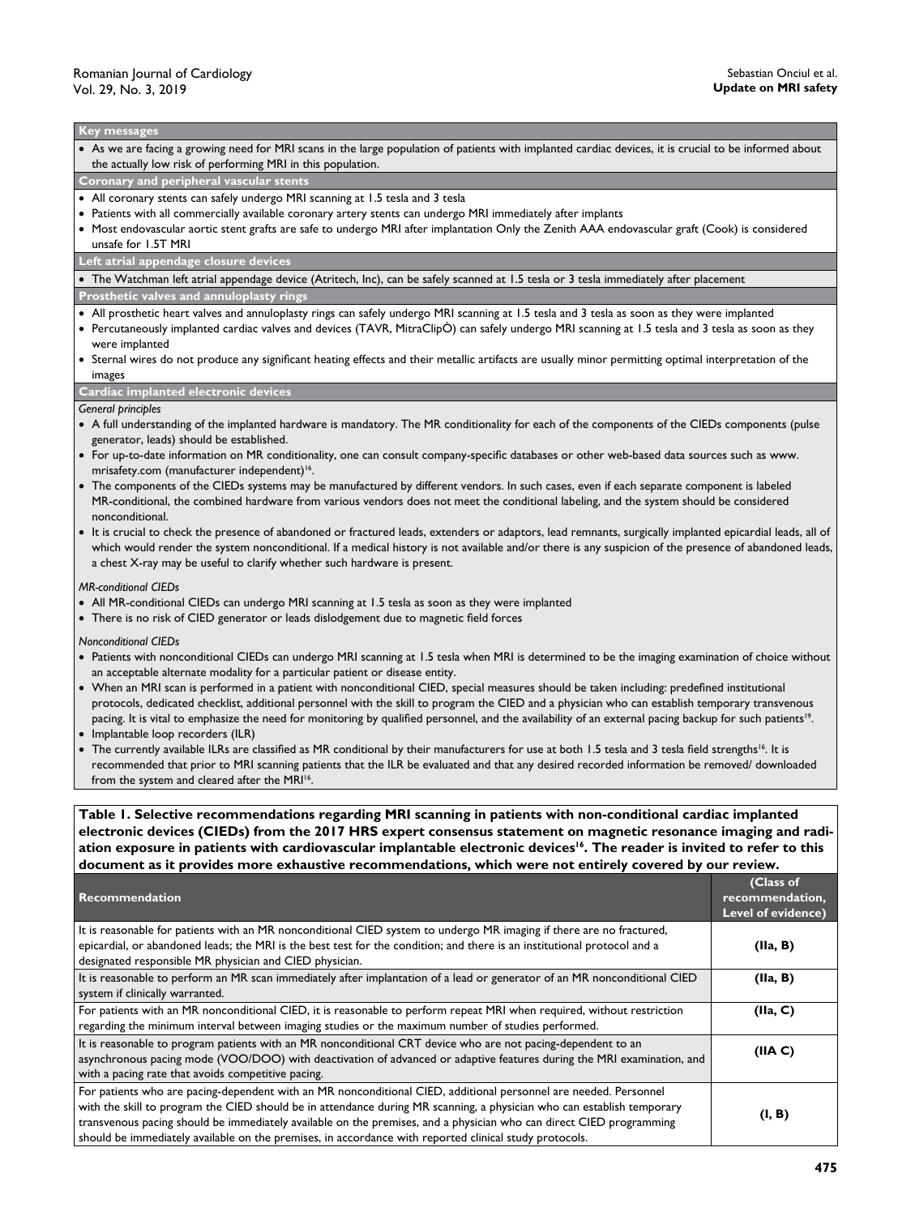### Key messages

- As we are facing a growing need for MRI scans in the large population of patients with implanted cardiac devices, it is crucial to be informed about the actually low risk of performing MRI in this population.

### Coronary and peripheral vascular stents

- All coronary stents can safely undergo MRI scanning at 1.5 tesla and 3 tesla
- Patients with all commercially available coronary artery stents can undergo MRI immediately after implants
- Most endovascular aortic stent grafts are safe to undergo MRI after implantation Only the Zenith AAA endovascular graft (Cook) is considered unsafe for 1.5T MRI

### Left atrial appendage closure devices

- The Watchman left atrial appendage device (Atritech, Inc), can be safely scanned at 1.5 tesla or 3 tesla immediately after placement

### Prosthetic valves and annuloplasty rings

- All prosthetic heart valves and annuloplasty rings can safely undergo MRI scanning at 1.5 tesla and 3 tesla as soon as they were implanted
- Percutaneously implanted cardiac valves and devices (TAVR, MitraClipÒ) can safely undergo MRI scanning at 1.5 tesla and 3 tesla as soon as they were implanted
- Sternal wires do not produce any significant heating effects and their metallic artifacts are usually minor permitting optimal interpretation of the images

### Cardiac implanted electronic devices

*General principles*

- A full understanding of the implanted hardware is mandatory. The MR conditionality for each of the components of the CIEDs components (pulse generator, leads) should be established.
- For up-to-date information on MR conditionality, one can consult company-specific databases or other web-based data sources such as www.mrisafety.com (manufacturer independent)[16].
- The components of the CIEDs systems may be manufactured by different vendors. In such cases, even if each separate component is labeled MR-conditional, the combined hardware from various vendors does not meet the conditional labeling, and the system should be considered nonconditional.
- It is crucial to check the presence of abandoned or fractured leads, extenders or adaptors, lead remnants, surgically implanted epicardial leads, all of which would render the system nonconditional. If a medical history is not available and/or there is any suspicion of the presence of abandoned leads, a chest X-ray may be useful to clarify whether such hardware is present.

*MR-conditional CIEDs*

- All MR-conditional CIEDs can undergo MRI scanning at 1.5 tesla as soon as they were implanted
- There is no risk of CIED generator or leads dislodgement due to magnetic field forces

*Nonconditional CIEDs*

- Patients with nonconditional CIEDs can undergo MRI scanning at 1.5 tesla when MRI is determined to be the imaging examination of choice without an acceptable alternate modality for a particular patient or disease entity.
- When an MRI scan is performed in a patient with nonconditional CIED, special measures should be taken including: predefined institutional protocols, dedicated checklist, additional personnel with the skill to program the CIED and a physician who can establish temporary transvenous pacing. It is vital to emphasize the need for monitoring by qualified personnel, and the availability of an external pacing backup for such patients[19].
- Implantable loop recorders (ILR)
- The currently available ILRs are classified as MR conditional by their manufacturers for use at both 1.5 tesla and 3 tesla field strengths[16]. It is recommended that prior to MRI scanning patients that the ILR be evaluated and that any desired recorded information be removed/ downloaded from the system and cleared after the MRI[16].

**Table 1. Selective recommendations regarding MRI scanning in patients with non-conditional cardiac implanted electronic devices (CIEDs) from the 2017 HRS expert consensus statement on magnetic resonance imaging and radiation exposure in patients with cardiovascular implantable electronic devices[16]. The reader is invited to refer to this document as it provides more exhaustive recommendations, which were not entirely covered by our review.**

| Recommendation | (Class of recommendation, Level of evidence) |
|---|---|
| It is reasonable for patients with an MR nonconditional CIED system to undergo MR imaging if there are no fractured, epicardial, or abandoned leads; the MRI is the best test for the condition; and there is an institutional protocol and a designated responsible MR physician and CIED physician. | **(IIa, B)** |
| It is reasonable to perform an MR scan immediately after implantation of a lead or generator of an MR nonconditional CIED system if clinically warranted. | **(IIa, B)** |
| For patients with an MR nonconditional CIED, it is reasonable to perform repeat MRI when required, without restriction regarding the minimum interval between imaging studies or the maximum number of studies performed. | **(IIa, C)** |
| It is reasonable to program patients with an MR nonconditional CRT device who are not pacing-dependent to an asynchronous pacing mode (VOO/DOO) with deactivation of advanced or adaptive features during the MRI examination, and with a pacing rate that avoids competitive pacing. | **(IIA C)** |
| For patients who are pacing-dependent with an MR nonconditional CIED, additional personnel are needed. Personnel with the skill to program the CIED should be in attendance during MR scanning, a physician who can establish temporary transvenous pacing should be immediately available on the premises, and a physician who can direct CIED programming should be immediately available on the premises, in accordance with reported clinical study protocols. | **(I, B)** |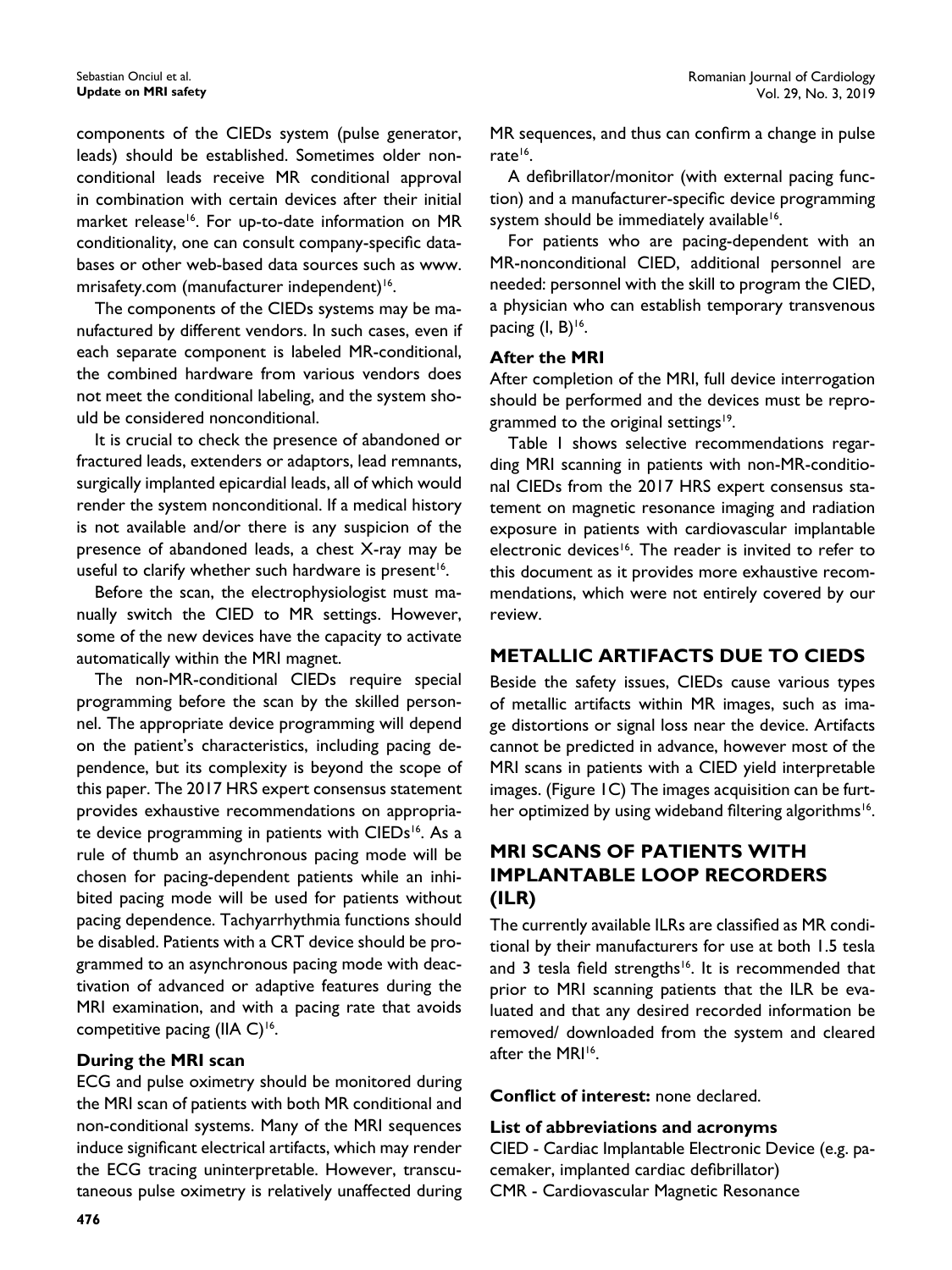components of the CIEDs system (pulse generator, leads) should be established. Sometimes older non-conditional leads receive MR conditional approval in combination with certain devices after their initial market release[16]. For up-to-date information on MR conditionality, one can consult company-specific databases or other web-based data sources such as www.mrisafety.com (manufacturer independent)[16].

The components of the CIEDs systems may be manufactured by different vendors. In such cases, even if each separate component is labeled MR-conditional, the combined hardware from various vendors does not meet the conditional labeling, and the system should be considered nonconditional.

It is crucial to check the presence of abandoned or fractured leads, extenders or adaptors, lead remnants, surgically implanted epicardial leads, all of which would render the system nonconditional. If a medical history is not available and/or there is any suspicion of the presence of abandoned leads, a chest X-ray may be useful to clarify whether such hardware is present[16].

Before the scan, the electrophysiologist must manually switch the CIED to MR settings. However, some of the new devices have the capacity to activate automatically within the MRI magnet.

The non-MR-conditional CIEDs require special programming before the scan by the skilled personnel. The appropriate device programming will depend on the patient's characteristics, including pacing dependence, but its complexity is beyond the scope of this paper. The 2017 HRS expert consensus statement provides exhaustive recommendations on appropriate device programming in patients with CIEDs[16]. As a rule of thumb an asynchronous pacing mode will be chosen for pacing-dependent patients while an inhibited pacing mode will be used for patients without pacing dependence. Tachyarrhythmia functions should be disabled. Patients with a CRT device should be programmed to an asynchronous pacing mode with deactivation of advanced or adaptive features during the MRI examination, and with a pacing rate that avoids competitive pacing (IIA C)[16].

### During the MRI scan

ECG and pulse oximetry should be monitored during the MRI scan of patients with both MR conditional and non-conditional systems. Many of the MRI sequences induce significant electrical artifacts, which may render the ECG tracing uninterpretable. However, transcutaneous pulse oximetry is relatively unaffected during MR sequences, and thus can confirm a change in pulse rate[16].

A defibrillator/monitor (with external pacing function) and a manufacturer-specific device programming system should be immediately available[16].

For patients who are pacing-dependent with an MR-nonconditional CIED, additional personnel are needed: personnel with the skill to program the CIED, a physician who can establish temporary transvenous pacing (I, B)[16].

### After the MRI

After completion of the MRI, full device interrogation should be performed and the devices must be reprogrammed to the original settings[19].

Table 1 shows selective recommendations regarding MRI scanning in patients with non-MR-conditional CIEDs from the 2017 HRS expert consensus statement on magnetic resonance imaging and radiation exposure in patients with cardiovascular implantable electronic devices[16]. The reader is invited to refer to this document as it provides more exhaustive recommendations, which were not entirely covered by our review.

## METALLIC ARTIFACTS DUE TO CIEDS

Beside the safety issues, CIEDs cause various types of metallic artifacts within MR images, such as image distortions or signal loss near the device. Artifacts cannot be predicted in advance, however most of the MRI scans in patients with a CIED yield interpretable images. (Figure 1C) The images acquisition can be further optimized by using wideband filtering algorithms[16].

## MRI SCANS OF PATIENTS WITH IMPLANTABLE LOOP RECORDERS (ILR)

The currently available ILRs are classified as MR conditional by their manufacturers for use at both 1.5 tesla and 3 tesla field strengths[16]. It is recommended that prior to MRI scanning patients that the ILR be evaluated and that any desired recorded information be removed/ downloaded from the system and cleared after the MRI[16].

**Conflict of interest:** none declared.

### List of abbreviations and acronyms

CIED - Cardiac Implantable Electronic Device (e.g. pacemaker, implanted cardiac defibrillator)
CMR - Cardiovascular Magnetic Resonance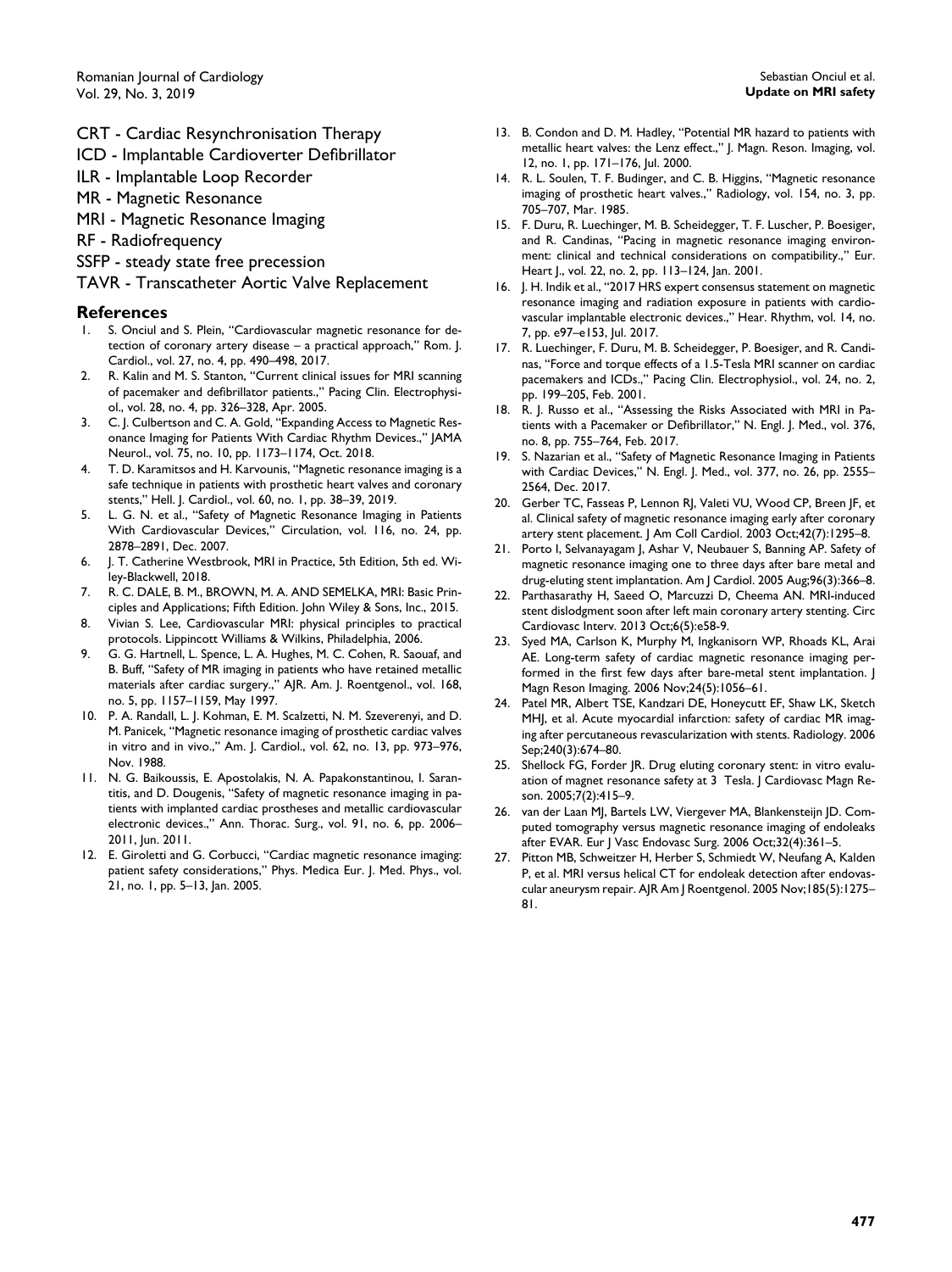CRT - Cardiac Resynchronisation Therapy

ICD - Implantable Cardioverter Defibrillator

ILR - Implantable Loop Recorder

MR - Magnetic Resonance

MRI - Magnetic Resonance Imaging

RF - Radiofrequency

SSFP - steady state free precession

TAVR - Transcatheter Aortic Valve Replacement

## References

1. S. Onciul and S. Plein, "Cardiovascular magnetic resonance for detection of coronary artery disease – a practical approach," Rom. J. Cardiol., vol. 27, no. 4, pp. 490–498, 2017.
2. R. Kalin and M. S. Stanton, "Current clinical issues for MRI scanning of pacemaker and defibrillator patients.," Pacing Clin. Electrophysiol., vol. 28, no. 4, pp. 326–328, Apr. 2005.
3. C. J. Culbertson and C. A. Gold, "Expanding Access to Magnetic Resonance Imaging for Patients With Cardiac Rhythm Devices.," JAMA Neurol., vol. 75, no. 10, pp. 1173–1174, Oct. 2018.
4. T. D. Karamitsos and H. Karvounis, "Magnetic resonance imaging is a safe technique in patients with prosthetic heart valves and coronary stents," Hell. J. Cardiol., vol. 60, no. 1, pp. 38–39, 2019.
5. L. G. N. et al., "Safety of Magnetic Resonance Imaging in Patients With Cardiovascular Devices," Circulation, vol. 116, no. 24, pp. 2878–2891, Dec. 2007.
6. J. T. Catherine Westbrook, MRI in Practice, 5th Edition, 5th ed. Wiley-Blackwell, 2018.
7. R. C. DALE, B. M., BROWN, M. A. AND SEMELKA, MRI: Basic Principles and Applications; Fifth Edition. John Wiley & Sons, Inc., 2015.
8. Vivian S. Lee, Cardiovascular MRI: physical principles to practical protocols. Lippincott Williams & Wilkins, Philadelphia, 2006.
9. G. G. Hartnell, L. Spence, L. A. Hughes, M. C. Cohen, R. Saouaf, and B. Buff, "Safety of MR imaging in patients who have retained metallic materials after cardiac surgery.," AJR. Am. J. Roentgenol., vol. 168, no. 5, pp. 1157–1159, May 1997.
10. P. A. Randall, L. J. Kohman, E. M. Scalzetti, N. M. Szeverenyi, and D. M. Panicek, "Magnetic resonance imaging of prosthetic cardiac valves in vitro and in vivo.," Am. J. Cardiol., vol. 62, no. 13, pp. 973–976, Nov. 1988.
11. N. G. Baikoussis, E. Apostolakis, N. A. Papakonstantinou, I. Sarantitis, and D. Dougenis, "Safety of magnetic resonance imaging in patients with implanted cardiac prostheses and metallic cardiovascular electronic devices.," Ann. Thorac. Surg., vol. 91, no. 6, pp. 2006–2011, Jun. 2011.
12. E. Giroletti and G. Corbucci, "Cardiac magnetic resonance imaging: patient safety considerations," Phys. Medica Eur. J. Med. Phys., vol. 21, no. 1, pp. 5–13, Jan. 2005.
13. B. Condon and D. M. Hadley, "Potential MR hazard to patients with metallic heart valves: the Lenz effect.," J. Magn. Reson. Imaging, vol. 12, no. 1, pp. 171–176, Jul. 2000.
14. R. L. Soulen, T. F. Budinger, and C. B. Higgins, "Magnetic resonance imaging of prosthetic heart valves.," Radiology, vol. 154, no. 3, pp. 705–707, Mar. 1985.
15. F. Duru, R. Luechinger, M. B. Scheidegger, T. F. Luscher, P. Boesiger, and R. Candinas, "Pacing in magnetic resonance imaging environment: clinical and technical considerations on compatibility.," Eur. Heart J., vol. 22, no. 2, pp. 113–124, Jan. 2001.
16. J. H. Indik et al., "2017 HRS expert consensus statement on magnetic resonance imaging and radiation exposure in patients with cardiovascular implantable electronic devices.," Hear. Rhythm, vol. 14, no. 7, pp. e97–e153, Jul. 2017.
17. R. Luechinger, F. Duru, M. B. Scheidegger, P. Boesiger, and R. Candinas, "Force and torque effects of a 1.5-Tesla MRI scanner on cardiac pacemakers and ICDs.," Pacing Clin. Electrophysiol., vol. 24, no. 2, pp. 199–205, Feb. 2001.
18. R. J. Russo et al., "Assessing the Risks Associated with MRI in Patients with a Pacemaker or Defibrillator," N. Engl. J. Med., vol. 376, no. 8, pp. 755–764, Feb. 2017.
19. S. Nazarian et al., "Safety of Magnetic Resonance Imaging in Patients with Cardiac Devices," N. Engl. J. Med., vol. 377, no. 26, pp. 2555–2564, Dec. 2017.
20. Gerber TC, Fasseas P, Lennon RJ, Valeti VU, Wood CP, Breen JF, et al. Clinical safety of magnetic resonance imaging early after coronary artery stent placement. J Am Coll Cardiol. 2003 Oct;42(7):1295–8.
21. Porto I, Selvanayagam J, Ashar V, Neubauer S, Banning AP. Safety of magnetic resonance imaging one to three days after bare metal and drug-eluting stent implantation. Am J Cardiol. 2005 Aug;96(3):366–8.
22. Parthasarathy H, Saeed O, Marcuzzi D, Cheema AN. MRI-induced stent dislodgment soon after left main coronary artery stenting. Circ Cardiovasc Interv. 2013 Oct;6(5):e58-9.
23. Syed MA, Carlson K, Murphy M, Ingkanisorn WP, Rhoads KL, Arai AE. Long-term safety of cardiac magnetic resonance imaging performed in the first few days after bare-metal stent implantation. J Magn Reson Imaging. 2006 Nov;24(5):1056–61.
24. Patel MR, Albert TSE, Kandzari DE, Honeycutt EF, Shaw LK, Sketch MHJ, et al. Acute myocardial infarction: safety of cardiac MR imaging after percutaneous revascularization with stents. Radiology. 2006 Sep;240(3):674–80.
25. Shellock FG, Forder JR. Drug eluting coronary stent: in vitro evaluation of magnet resonance safety at 3 Tesla. J Cardiovasc Magn Reson. 2005;7(2):415–9.
26. van der Laan MJ, Bartels LW, Viergever MA, Blankensteijn JD. Computed tomography versus magnetic resonance imaging of endoleaks after EVAR. Eur J Vasc Endovasc Surg. 2006 Oct;32(4):361–5.
27. Pitton MB, Schweitzer H, Herber S, Schmiedt W, Neufang A, Kalden P, et al. MRI versus helical CT for endoleak detection after endovascular aneurysm repair. AJR Am J Roentgenol. 2005 Nov;185(5):1275–81.